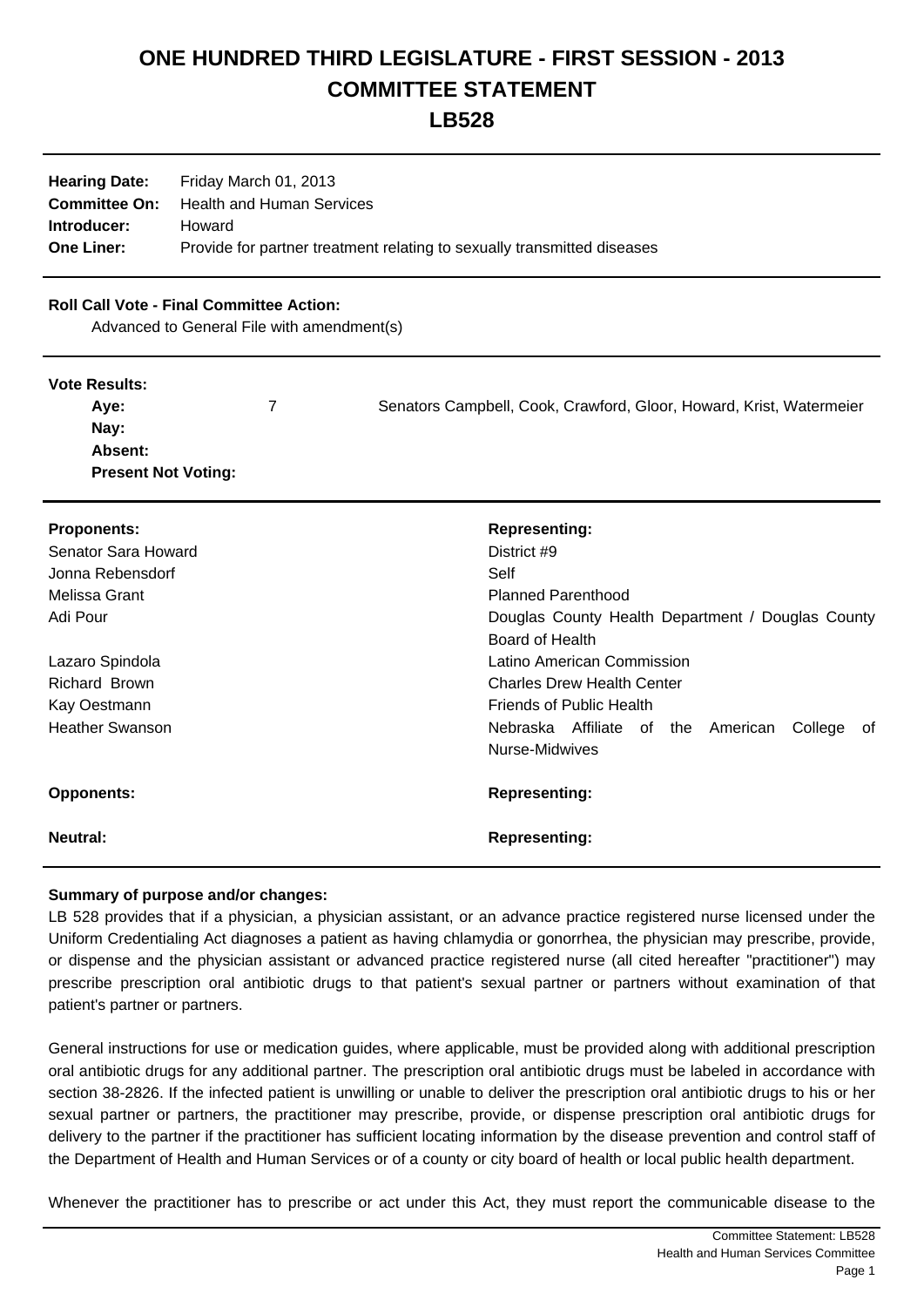# ONE HUNDRED THIRD LEGISLATURE - FIRST SESSION - 2013
# COMMITTEE STATEMENT
# LB528

**Hearing Date:** Friday March 01, 2013
**Committee On:** Health and Human Services
**Introducer:** Howard
**One Liner:** Provide for partner treatment relating to sexually transmitted diseases

**Roll Call Vote - Final Committee Action:**
Advanced to General File with amendment(s)

**Vote Results:**

| | | |
|---|---|---|
| **Aye:** | 7 | Senators Campbell, Cook, Crawford, Gloor, Howard, Krist, Watermeier |
| **Nay:** | | |
| **Absent:** | | |
| **Present Not Voting:** | | |

| **Proponents:** | **Representing:** |
|---|---|
| Senator Sara Howard | District #9 |
| Jonna Rebensdorf | Self |
| Melissa Grant | Planned Parenthood |
| Adi Pour | Douglas County Health Department / Douglas County Board of Health |
| Lazaro Spindola | Latino American Commission |
| Richard Brown | Charles Drew Health Center |
| Kay Oestmann | Friends of Public Health |
| Heather Swanson | Nebraska Affiliate of the American College of Nurse-Midwives |

| **Opponents:** | **Representing:** |
|---|---|

| **Neutral:** | **Representing:** |
|---|---|

**Summary of purpose and/or changes:**

LB 528 provides that if a physician, a physician assistant, or an advance practice registered nurse licensed under the Uniform Credentialing Act diagnoses a patient as having chlamydia or gonorrhea, the physician may prescribe, provide, or dispense and the physician assistant or advanced practice registered nurse (all cited hereafter "practitioner") may prescribe prescription oral antibiotic drugs to that patient's sexual partner or partners without examination of that patient's partner or partners.

General instructions for use or medication guides, where applicable, must be provided along with additional prescription oral antibiotic drugs for any additional partner. The prescription oral antibiotic drugs must be labeled in accordance with section 38-2826. If the infected patient is unwilling or unable to deliver the prescription oral antibiotic drugs to his or her sexual partner or partners, the practitioner may prescribe, provide, or dispense prescription oral antibiotic drugs for delivery to the partner if the practitioner has sufficient locating information by the disease prevention and control staff of the Department of Health and Human Services or of a county or city board of health or local public health department.

Whenever the practitioner has to prescribe or act under this Act, they must report the communicable disease to the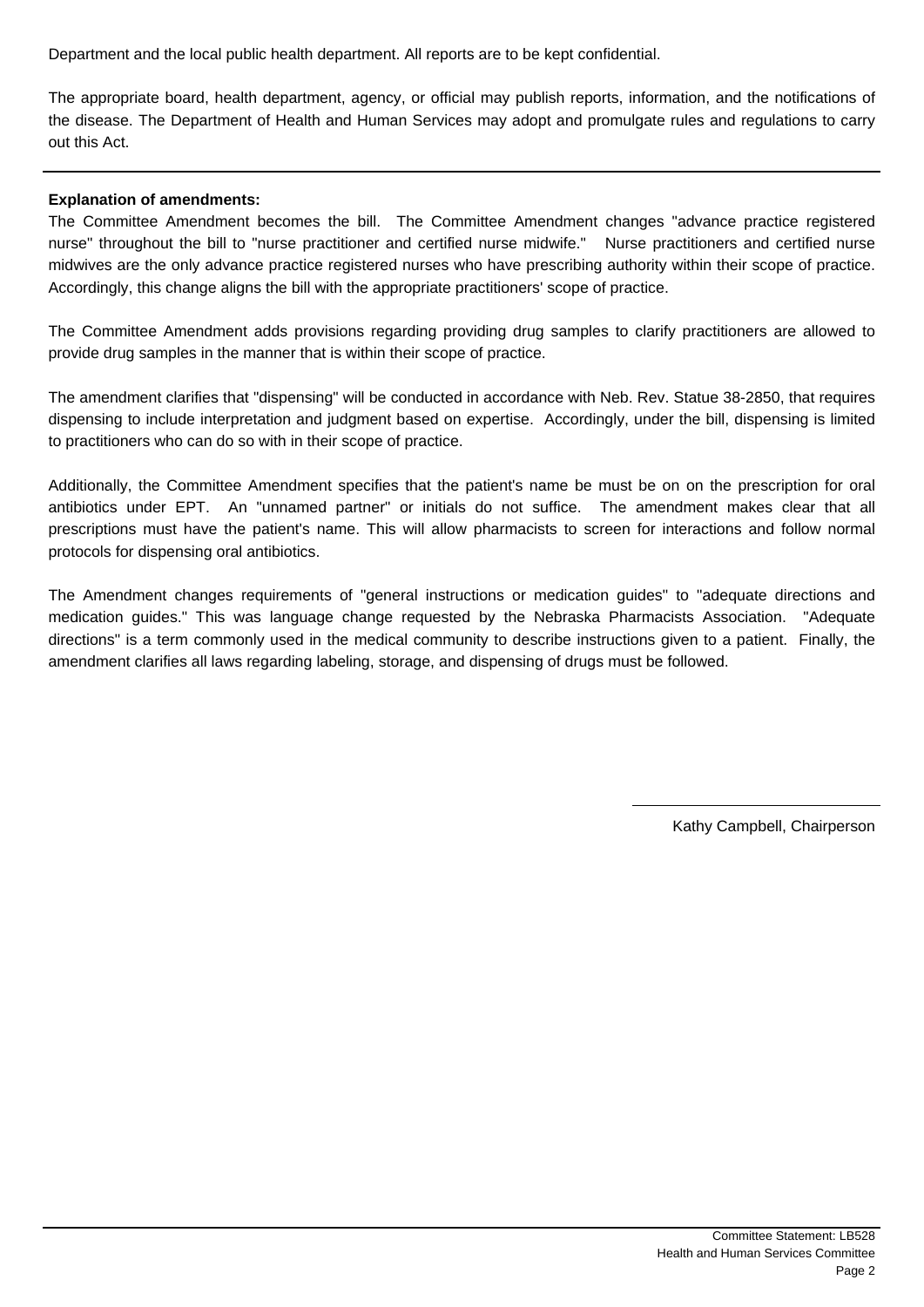Department and the local public health department. All reports are to be kept confidential.

The appropriate board, health department, agency, or official may publish reports, information, and the notifications of the disease. The Department of Health and Human Services may adopt and promulgate rules and regulations to carry out this Act.

---

**Explanation of amendments:**

The Committee Amendment becomes the bill. The Committee Amendment changes "advance practice registered nurse" throughout the bill to "nurse practitioner and certified nurse midwife." Nurse practitioners and certified nurse midwives are the only advance practice registered nurses who have prescribing authority within their scope of practice. Accordingly, this change aligns the bill with the appropriate practitioners' scope of practice.

The Committee Amendment adds provisions regarding providing drug samples to clarify practitioners are allowed to provide drug samples in the manner that is within their scope of practice.

The amendment clarifies that "dispensing" will be conducted in accordance with Neb. Rev. Statue 38-2850, that requires dispensing to include interpretation and judgment based on expertise. Accordingly, under the bill, dispensing is limited to practitioners who can do so with in their scope of practice.

Additionally, the Committee Amendment specifies that the patient's name be must be on on the prescription for oral antibiotics under EPT. An "unnamed partner" or initials do not suffice. The amendment makes clear that all prescriptions must have the patient's name. This will allow pharmacists to screen for interactions and follow normal protocols for dispensing oral antibiotics.

The Amendment changes requirements of "general instructions or medication guides" to "adequate directions and medication guides." This was language change requested by the Nebraska Pharmacists Association. "Adequate directions" is a term commonly used in the medical community to describe instructions given to a patient. Finally, the amendment clarifies all laws regarding labeling, storage, and dispensing of drugs must be followed.

Kathy Campbell, Chairperson